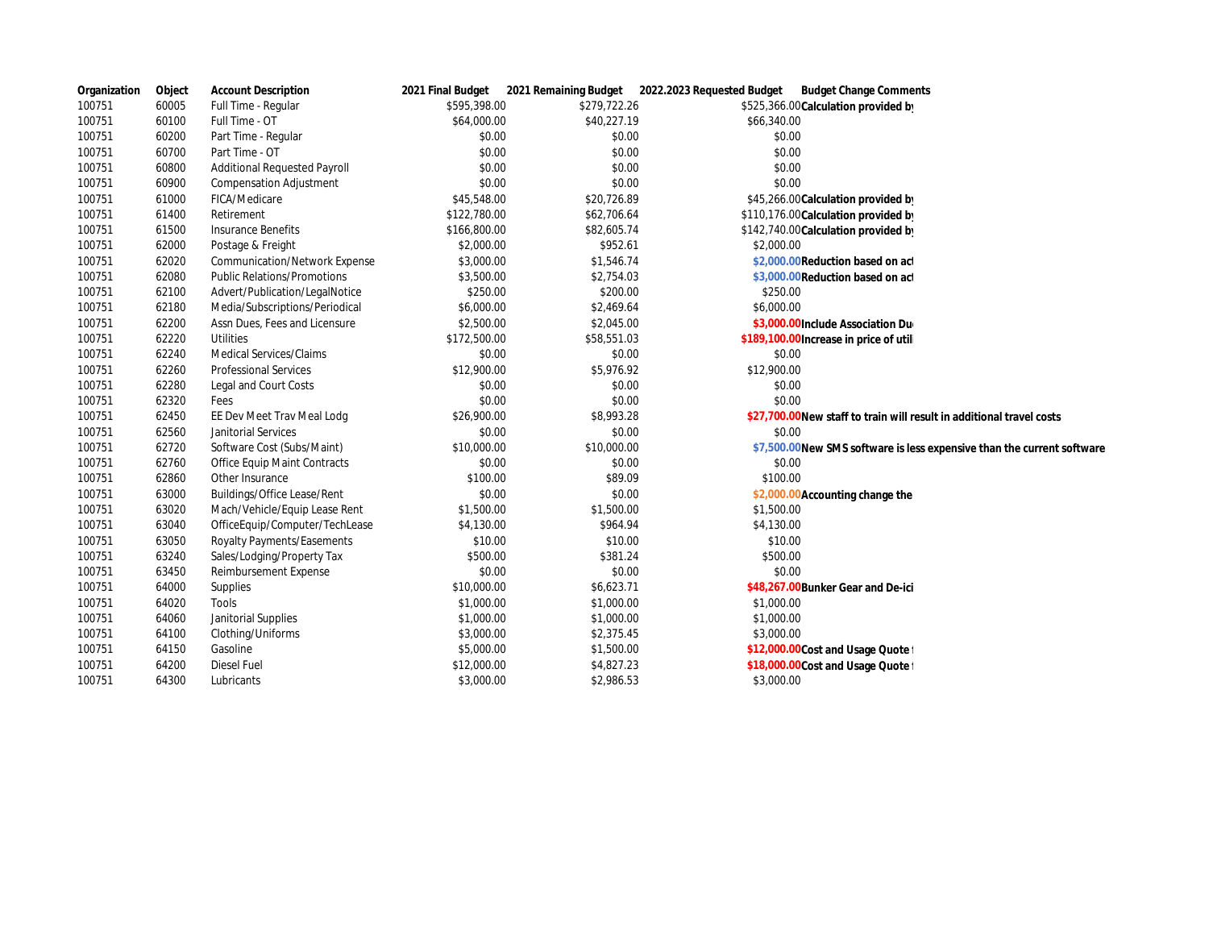| Organization | Object | Account Description | 2021 Final Budget | 2021 Remaining Budget | 2022.2023 Requested Budget | Budget Change Comments |
|---|---|---|---|---|---|---|
| 100751 | 60005 | Full Time - Regular | $595,398.00 | $279,722.26 | $525,366.00 | Calculation provided by |
| 100751 | 60100 | Full Time - OT | $64,000.00 | $40,227.19 | $66,340.00 | |
| 100751 | 60200 | Part Time - Regular | $0.00 | $0.00 | $0.00 | |
| 100751 | 60700 | Part Time - OT | $0.00 | $0.00 | $0.00 | |
| 100751 | 60800 | Additional Requested Payroll | $0.00 | $0.00 | $0.00 | |
| 100751 | 60900 | Compensation Adjustment | $0.00 | $0.00 | $0.00 | |
| 100751 | 61000 | FICA/Medicare | $45,548.00 | $20,726.89 | $45,266.00 | Calculation provided by |
| 100751 | 61400 | Retirement | $122,780.00 | $62,706.64 | $110,176.00 | Calculation provided by |
| 100751 | 61500 | Insurance Benefits | $166,800.00 | $82,605.74 | $142,740.00 | Calculation provided by |
| 100751 | 62000 | Postage & Freight | $2,000.00 | $952.61 | $2,000.00 | |
| 100751 | 62020 | Communication/Network Expense | $3,000.00 | $1,546.74 | $2,000.00 | Reduction based on act |
| 100751 | 62080 | Public Relations/Promotions | $3,500.00 | $2,754.03 | $3,000.00 | Reduction based on act |
| 100751 | 62100 | Advert/Publication/LegalNotice | $250.00 | $200.00 | $250.00 | |
| 100751 | 62180 | Media/Subscriptions/Periodical | $6,000.00 | $2,469.64 | $6,000.00 | |
| 100751 | 62200 | Assn Dues, Fees and Licensure | $2,500.00 | $2,045.00 | $3,000.00 | Include Association Du |
| 100751 | 62220 | Utilities | $172,500.00 | $58,551.03 | $189,100.00 | Increase in price of util |
| 100751 | 62240 | Medical Services/Claims | $0.00 | $0.00 | $0.00 | |
| 100751 | 62260 | Professional Services | $12,900.00 | $5,976.92 | $12,900.00 | |
| 100751 | 62280 | Legal and Court Costs | $0.00 | $0.00 | $0.00 | |
| 100751 | 62320 | Fees | $0.00 | $0.00 | $0.00 | |
| 100751 | 62450 | EE Dev Meet Trav Meal Lodg | $26,900.00 | $8,993.28 | $27,700.00 | New staff to train will result in additional travel costs |
| 100751 | 62560 | Janitorial Services | $0.00 | $0.00 | $0.00 | |
| 100751 | 62720 | Software Cost (Subs/Maint) | $10,000.00 | $10,000.00 | $7,500.00 | New SMS software is less expensive than the current software |
| 100751 | 62760 | Office Equip Maint Contracts | $0.00 | $0.00 | $0.00 | |
| 100751 | 62860 | Other Insurance | $100.00 | $89.09 | $100.00 | |
| 100751 | 63000 | Buildings/Office Lease/Rent | $0.00 | $0.00 | $2,000.00 | Accounting change the |
| 100751 | 63020 | Mach/Vehicle/Equip Lease Rent | $1,500.00 | $1,500.00 | $1,500.00 | |
| 100751 | 63040 | OfficeEquip/Computer/TechLease | $4,130.00 | $964.94 | $4,130.00 | |
| 100751 | 63050 | Royalty Payments/Easements | $10.00 | $10.00 | $10.00 | |
| 100751 | 63240 | Sales/Lodging/Property Tax | $500.00 | $381.24 | $500.00 | |
| 100751 | 63450 | Reimbursement Expense | $0.00 | $0.00 | $0.00 | |
| 100751 | 64000 | Supplies | $10,000.00 | $6,623.71 | $48,267.00 | Bunker Gear and De-ici |
| 100751 | 64020 | Tools | $1,000.00 | $1,000.00 | $1,000.00 | |
| 100751 | 64060 | Janitorial Supplies | $1,000.00 | $1,000.00 | $1,000.00 | |
| 100751 | 64100 | Clothing/Uniforms | $3,000.00 | $2,375.45 | $3,000.00 | |
| 100751 | 64150 | Gasoline | $5,000.00 | $1,500.00 | $12,000.00 | Cost and Usage Quote f |
| 100751 | 64200 | Diesel Fuel | $12,000.00 | $4,827.23 | $18,000.00 | Cost and Usage Quote f |
| 100751 | 64300 | Lubricants | $3,000.00 | $2,986.53 | $3,000.00 | |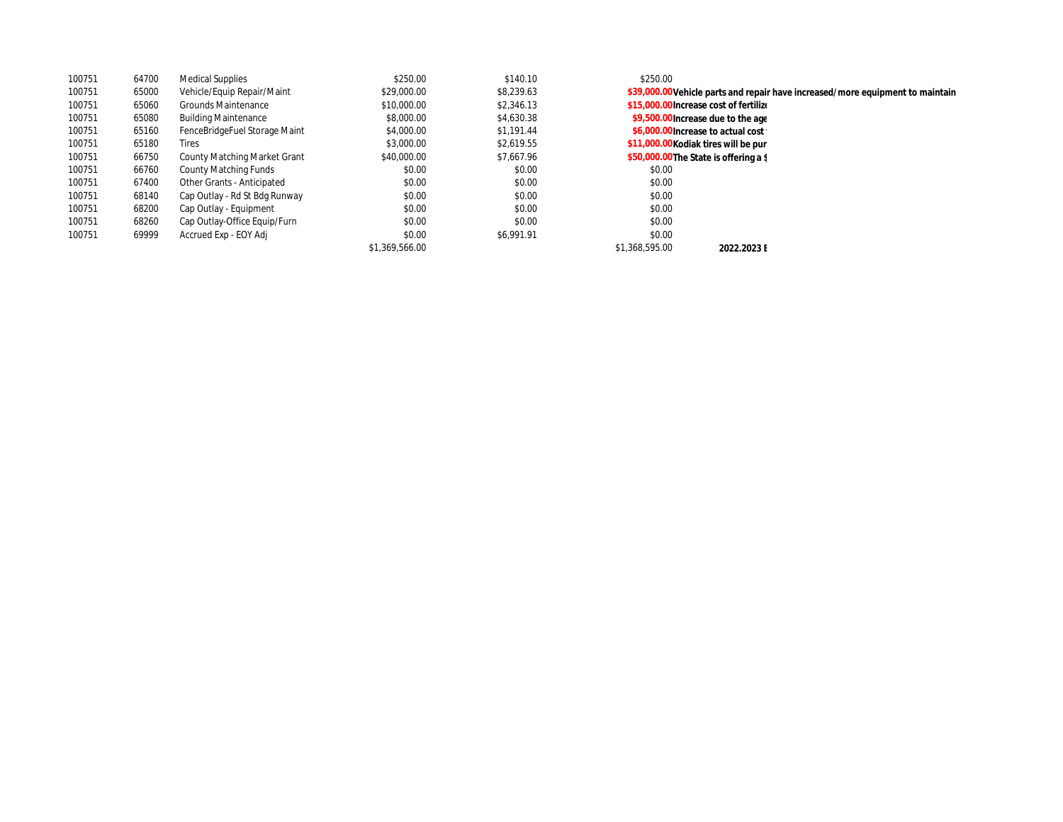| | | | | | | |
|---|---|---|---|---|---|---|
| 100751 | 64700 | Medical Supplies | $250.00 | $140.10 | $250.00 | |
| 100751 | 65000 | Vehicle/Equip Repair/Maint | $29,000.00 | $8,239.63 | **$39,000.00** | **Vehicle parts and repair have increased/more equipment to maintain** |
| 100751 | 65060 | Grounds Maintenance | $10,000.00 | $2,346.13 | **$15,000.00** | **Increase cost of fertiliz** |
| 100751 | 65080 | Building Maintenance | $8,000.00 | $4,630.38 | **$9,500.00** | **Increase due to the age** |
| 100751 | 65160 | FenceBridgeFuel Storage Maint | $4,000.00 | $1,191.44 | **$6,000.00** | **Increase to actual cost** |
| 100751 | 65180 | Tires | $3,000.00 | $2,619.55 | **$11,000.00** | **Kodiak tires will be pur** |
| 100751 | 66750 | County Matching Market Grant | $40,000.00 | $7,667.96 | **$50,000.00** | **The State is offering a $** |
| 100751 | 66760 | County Matching Funds | $0.00 | $0.00 | $0.00 | |
| 100751 | 67400 | Other Grants - Anticipated | $0.00 | $0.00 | $0.00 | |
| 100751 | 68140 | Cap Outlay - Rd St Bdg Runway | $0.00 | $0.00 | $0.00 | |
| 100751 | 68200 | Cap Outlay - Equipment | $0.00 | $0.00 | $0.00 | |
| 100751 | 68260 | Cap Outlay-Office Equip/Furn | $0.00 | $0.00 | $0.00 | |
| 100751 | 69999 | Accrued Exp - EOY Adj | $0.00 | $6,991.91 | $0.00 | |
| | | | $1,369,566.00 | | $1,368,595.00 | **2022.2023 E** |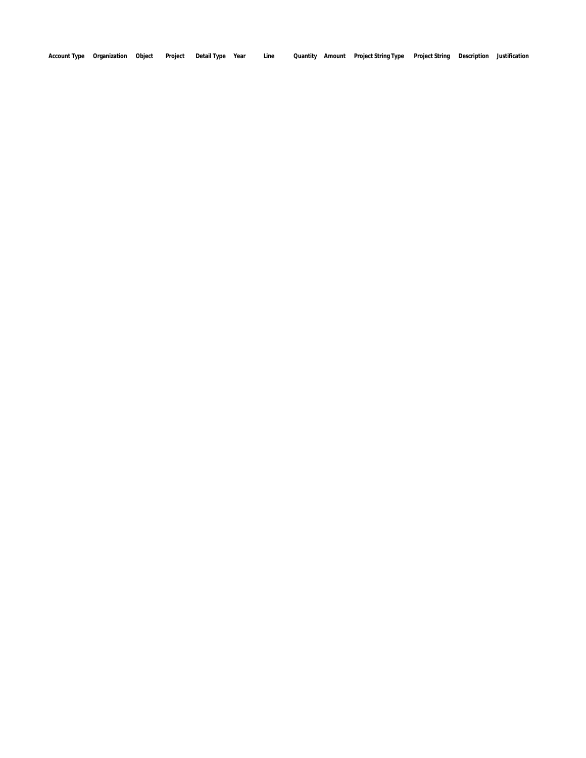| Account Type | Organization | Object | Project | Detail Type | Year | Line | Quantity | Amount | Project String Type | Project String | Description | Justification |
| --- | --- | --- | --- | --- | --- | --- | --- | --- | --- | --- | --- | --- |